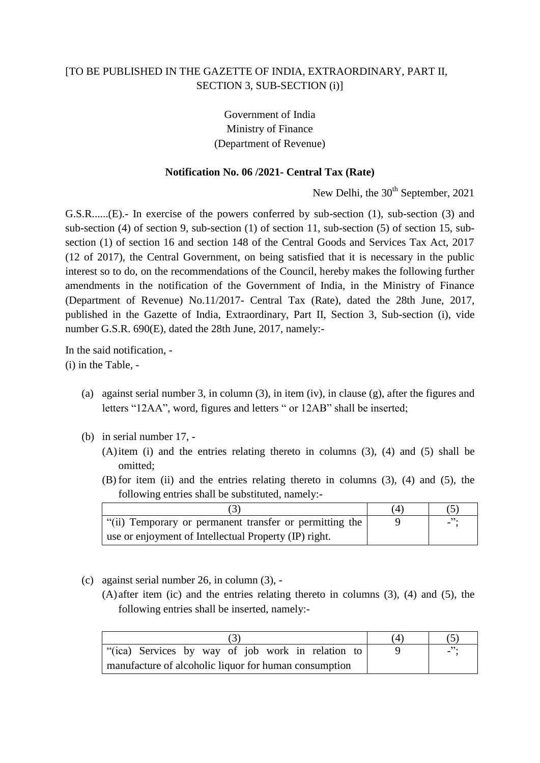[TO BE PUBLISHED IN THE GAZETTE OF INDIA, EXTRAORDINARY, PART II, SECTION 3, SUB-SECTION (i)]

Government of India
Ministry of Finance
(Department of Revenue)

**Notification No. 06 /2021- Central Tax (Rate)**

New Delhi, the 30th September, 2021

G.S.R......(E).- In exercise of the powers conferred by sub-section (1), sub-section (3) and sub-section (4) of section 9, sub-section (1) of section 11, sub-section (5) of section 15, sub-section (1) of section 16 and section 148 of the Central Goods and Services Tax Act, 2017 (12 of 2017), the Central Government, on being satisfied that it is necessary in the public interest so to do, on the recommendations of the Council, hereby makes the following further amendments in the notification of the Government of India, in the Ministry of Finance (Department of Revenue) No.11/2017- Central Tax (Rate), dated the 28th June, 2017, published in the Gazette of India, Extraordinary, Part II, Section 3, Sub-section (i), vide number G.S.R. 690(E), dated the 28th June, 2017, namely:-

In the said notification, -
(i) in the Table, -

(a) against serial number 3, in column (3), in item (iv), in clause (g), after the figures and letters "12AA", word, figures and letters " or 12AB" shall be inserted;

(b) in serial number 17, -
(A) item (i) and the entries relating thereto in columns (3), (4) and (5) shall be omitted;
(B) for item (ii) and the entries relating thereto in columns (3), (4) and (5), the following entries shall be substituted, namely:-

| (3) | (4) | (5) |
|---|---|---|
| "(ii) Temporary or permanent transfer or permitting the use or enjoyment of Intellectual Property (IP) right. | 9 | -"; |

(c) against serial number 26, in column (3), -
(A) after item (ic) and the entries relating thereto in columns (3), (4) and (5), the following entries shall be inserted, namely:-

| (3) | (4) | (5) |
|---|---|---|
| "(ica) Services by way of job work in relation to manufacture of alcoholic liquor for human consumption | 9 | -"; |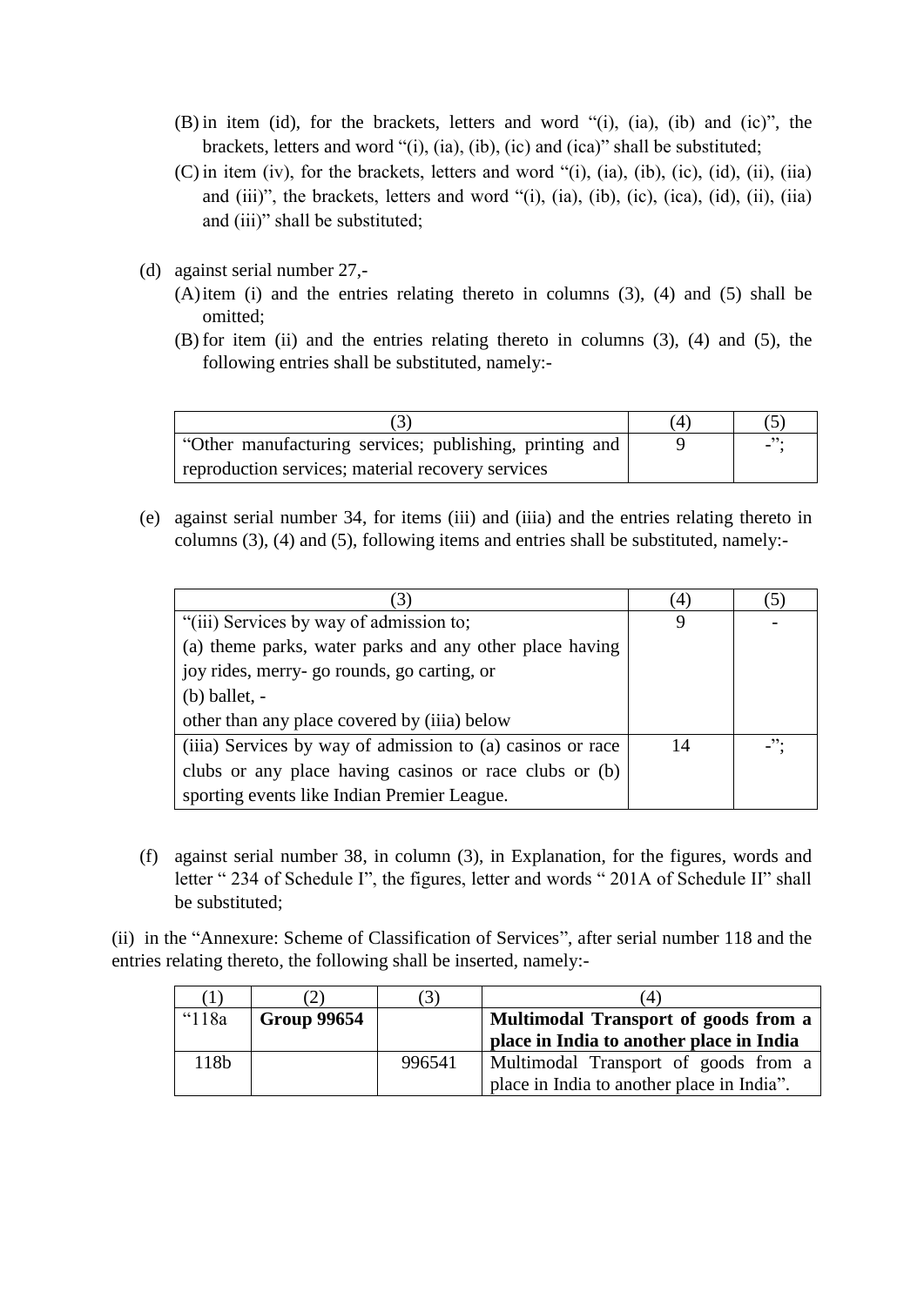(B) in item (id), for the brackets, letters and word "(i), (ia), (ib) and (ic)", the brackets, letters and word "(i), (ia), (ib), (ic) and (ica)" shall be substituted;

(C) in item (iv), for the brackets, letters and word "(i), (ia), (ib), (ic), (id), (ii), (iia) and (iii)", the brackets, letters and word "(i), (ia), (ib), (ic), (ica), (id), (ii), (iia) and (iii)" shall be substituted;

(d) against serial number 27,-

(A) item (i) and the entries relating thereto in columns (3), (4) and (5) shall be omitted;

(B) for item (ii) and the entries relating thereto in columns (3), (4) and (5), the following entries shall be substituted, namely:-

| (3) | (4) | (5) |
|---|---|---|
| "Other manufacturing services; publishing, printing and reproduction services; material recovery services | 9 | -"; |

(e) against serial number 34, for items (iii) and (iiia) and the entries relating thereto in columns (3), (4) and (5), following items and entries shall be substituted, namely:-

| (3) | (4) | (5) |
|---|---|---|
| "(iii) Services by way of admission to;<br>(a) theme parks, water parks and any other place having joy rides, merry- go rounds, go carting, or<br>(b) ballet, -<br>other than any place covered by (iiia) below | 9 | - |
| (iiia) Services by way of admission to (a) casinos or race clubs or any place having casinos or race clubs or (b) sporting events like Indian Premier League. | 14 | -"; |

(f) against serial number 38, in column (3), in Explanation, for the figures, words and letter " 234 of Schedule I", the figures, letter and words " 201A of Schedule II" shall be substituted;

(ii) in the "Annexure: Scheme of Classification of Services", after serial number 118 and the entries relating thereto, the following shall be inserted, namely:-

| (1) | (2) | (3) | (4) |
|---|---|---|---|
| "118a | **Group 99654** | | **Multimodal Transport of goods from a place in India to another place in India** |
| 118b | | 996541 | Multimodal Transport of goods from a place in India to another place in India". |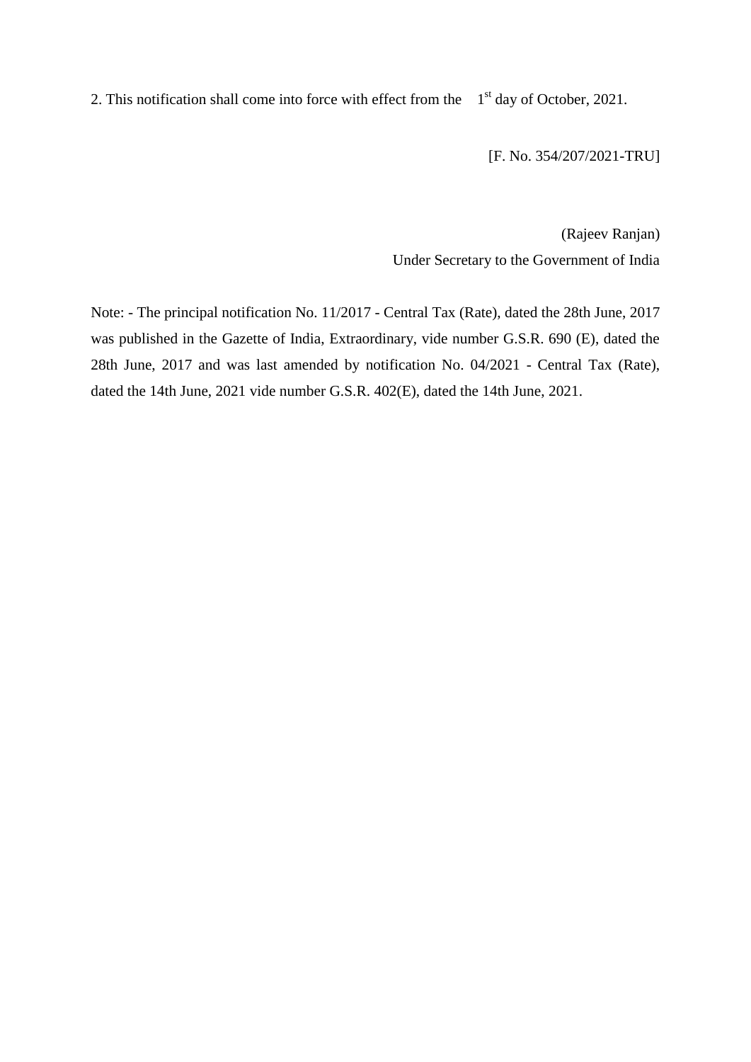2. This notification shall come into force with effect from the 1st day of October, 2021.

[F. No. 354/207/2021-TRU]

(Rajeev Ranjan)
Under Secretary to the Government of India

Note: - The principal notification No. 11/2017 - Central Tax (Rate), dated the 28th June, 2017 was published in the Gazette of India, Extraordinary, vide number G.S.R. 690 (E), dated the 28th June, 2017 and was last amended by notification No. 04/2021 - Central Tax (Rate), dated the 14th June, 2021 vide number G.S.R. 402(E), dated the 14th June, 2021.